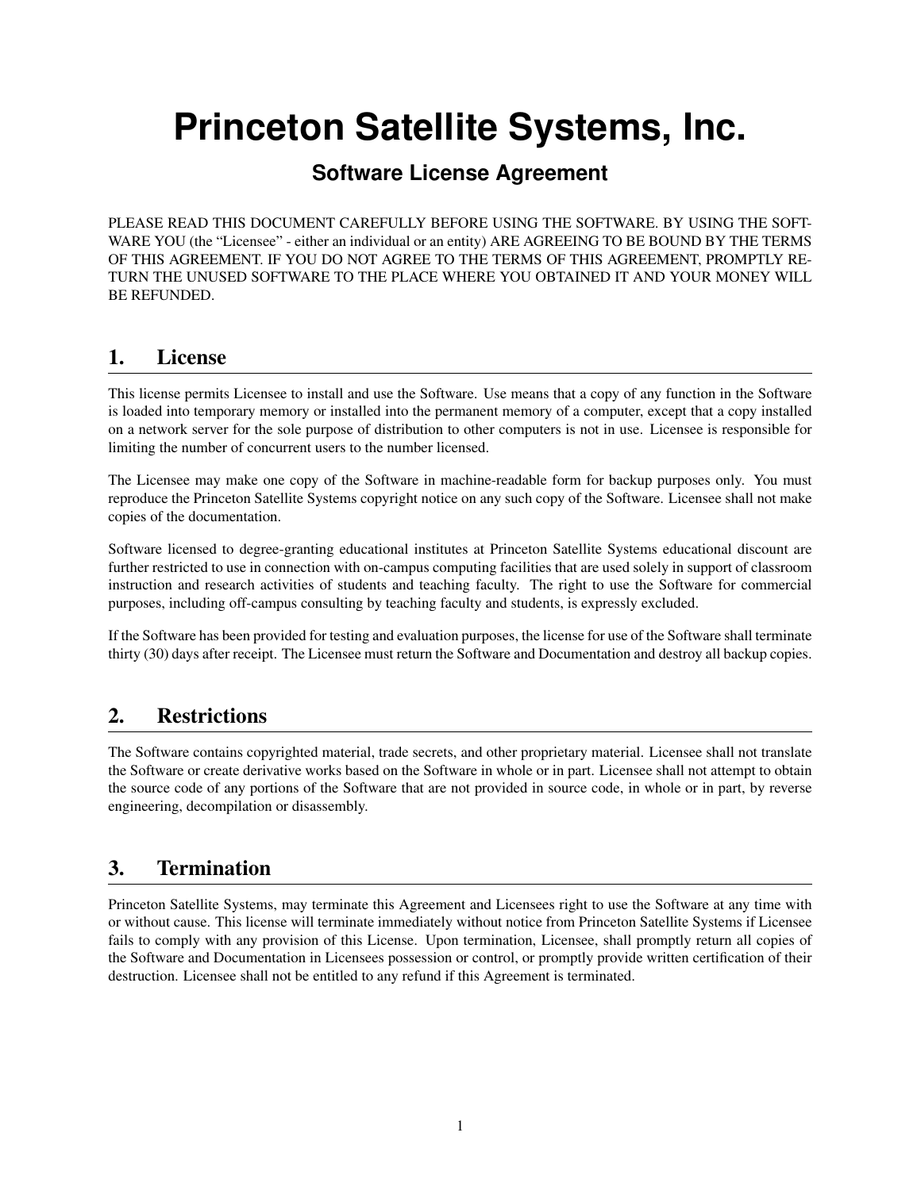# Princeton Satellite Systems, Inc.

## Software License Agreement

PLEASE READ THIS DOCUMENT CAREFULLY BEFORE USING THE SOFTWARE. BY USING THE SOFTWARE YOU (the "Licensee" - either an individual or an entity) ARE AGREEING TO BE BOUND BY THE TERMS OF THIS AGREEMENT. IF YOU DO NOT AGREE TO THE TERMS OF THIS AGREEMENT, PROMPTLY RETURN THE UNUSED SOFTWARE TO THE PLACE WHERE YOU OBTAINED IT AND YOUR MONEY WILL BE REFUNDED.

## 1. License

This license permits Licensee to install and use the Software. Use means that a copy of any function in the Software is loaded into temporary memory or installed into the permanent memory of a computer, except that a copy installed on a network server for the sole purpose of distribution to other computers is not in use. Licensee is responsible for limiting the number of concurrent users to the number licensed.

The Licensee may make one copy of the Software in machine-readable form for backup purposes only. You must reproduce the Princeton Satellite Systems copyright notice on any such copy of the Software. Licensee shall not make copies of the documentation.

Software licensed to degree-granting educational institutes at Princeton Satellite Systems educational discount are further restricted to use in connection with on-campus computing facilities that are used solely in support of classroom instruction and research activities of students and teaching faculty. The right to use the Software for commercial purposes, including off-campus consulting by teaching faculty and students, is expressly excluded.

If the Software has been provided for testing and evaluation purposes, the license for use of the Software shall terminate thirty (30) days after receipt. The Licensee must return the Software and Documentation and destroy all backup copies.

## 2. Restrictions

The Software contains copyrighted material, trade secrets, and other proprietary material. Licensee shall not translate the Software or create derivative works based on the Software in whole or in part. Licensee shall not attempt to obtain the source code of any portions of the Software that are not provided in source code, in whole or in part, by reverse engineering, decompilation or disassembly.

## 3. Termination

Princeton Satellite Systems, may terminate this Agreement and Licensees right to use the Software at any time with or without cause. This license will terminate immediately without notice from Princeton Satellite Systems if Licensee fails to comply with any provision of this License. Upon termination, Licensee, shall promptly return all copies of the Software and Documentation in Licensees possession or control, or promptly provide written certification of their destruction. Licensee shall not be entitled to any refund if this Agreement is terminated.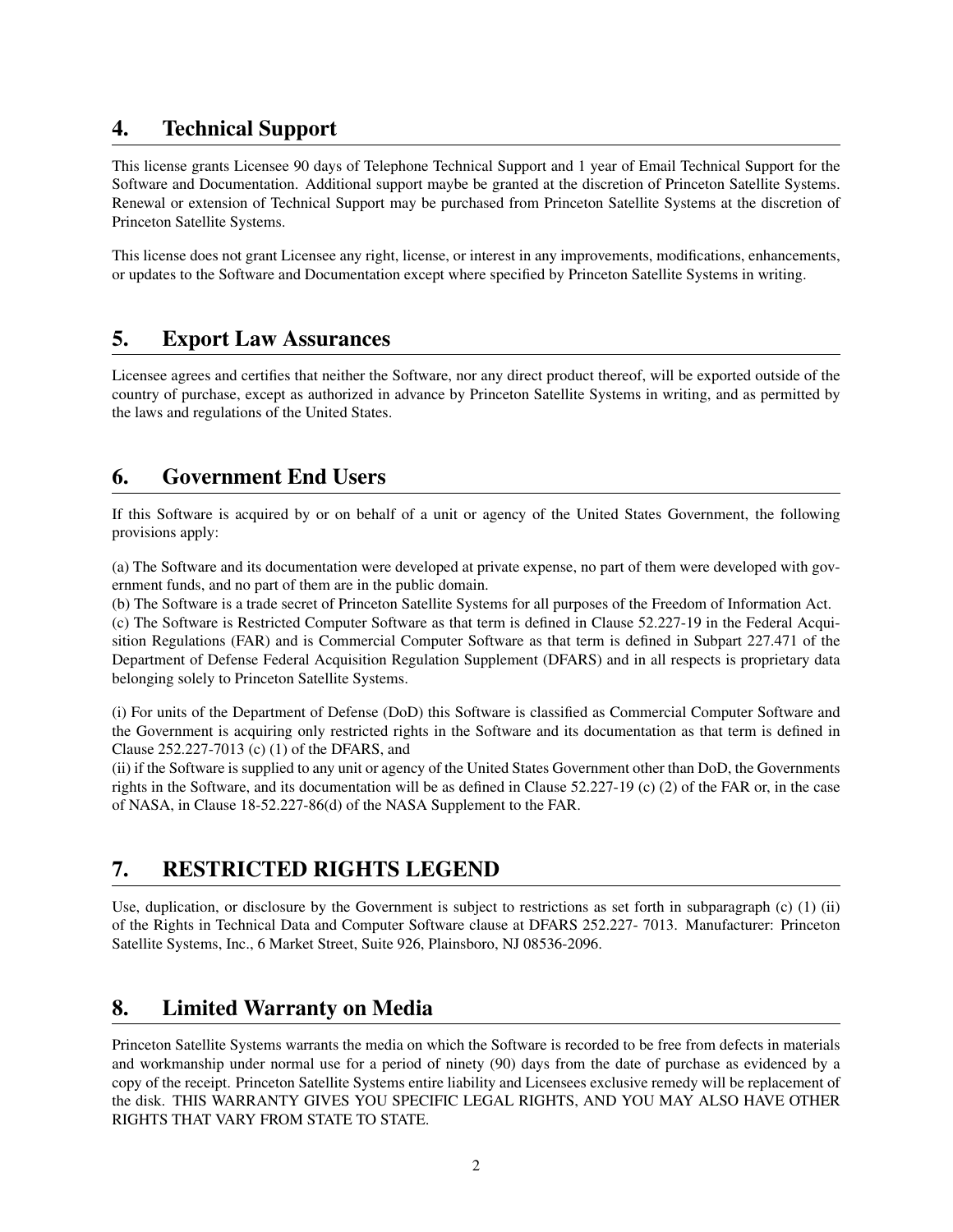## 4. Technical Support

This license grants Licensee 90 days of Telephone Technical Support and 1 year of Email Technical Support for the Software and Documentation. Additional support maybe be granted at the discretion of Princeton Satellite Systems. Renewal or extension of Technical Support may be purchased from Princeton Satellite Systems at the discretion of Princeton Satellite Systems.

This license does not grant Licensee any right, license, or interest in any improvements, modifications, enhancements, or updates to the Software and Documentation except where specified by Princeton Satellite Systems in writing.

## 5. Export Law Assurances

Licensee agrees and certifies that neither the Software, nor any direct product thereof, will be exported outside of the country of purchase, except as authorized in advance by Princeton Satellite Systems in writing, and as permitted by the laws and regulations of the United States.

## 6. Government End Users

If this Software is acquired by or on behalf of a unit or agency of the United States Government, the following provisions apply:

(a) The Software and its documentation were developed at private expense, no part of them were developed with government funds, and no part of them are in the public domain.
(b) The Software is a trade secret of Princeton Satellite Systems for all purposes of the Freedom of Information Act.
(c) The Software is Restricted Computer Software as that term is defined in Clause 52.227-19 in the Federal Acquisition Regulations (FAR) and is Commercial Computer Software as that term is defined in Subpart 227.471 of the Department of Defense Federal Acquisition Regulation Supplement (DFARS) and in all respects is proprietary data belonging solely to Princeton Satellite Systems.

(i) For units of the Department of Defense (DoD) this Software is classified as Commercial Computer Software and the Government is acquiring only restricted rights in the Software and its documentation as that term is defined in Clause 252.227-7013 (c) (1) of the DFARS, and
(ii) if the Software is supplied to any unit or agency of the United States Government other than DoD, the Governments rights in the Software, and its documentation will be as defined in Clause 52.227-19 (c) (2) of the FAR or, in the case of NASA, in Clause 18-52.227-86(d) of the NASA Supplement to the FAR.

## 7. RESTRICTED RIGHTS LEGEND

Use, duplication, or disclosure by the Government is subject to restrictions as set forth in subparagraph (c) (1) (ii) of the Rights in Technical Data and Computer Software clause at DFARS 252.227- 7013. Manufacturer: Princeton Satellite Systems, Inc., 6 Market Street, Suite 926, Plainsboro, NJ 08536-2096.

## 8. Limited Warranty on Media

Princeton Satellite Systems warrants the media on which the Software is recorded to be free from defects in materials and workmanship under normal use for a period of ninety (90) days from the date of purchase as evidenced by a copy of the receipt. Princeton Satellite Systems entire liability and Licensees exclusive remedy will be replacement of the disk. THIS WARRANTY GIVES YOU SPECIFIC LEGAL RIGHTS, AND YOU MAY ALSO HAVE OTHER RIGHTS THAT VARY FROM STATE TO STATE.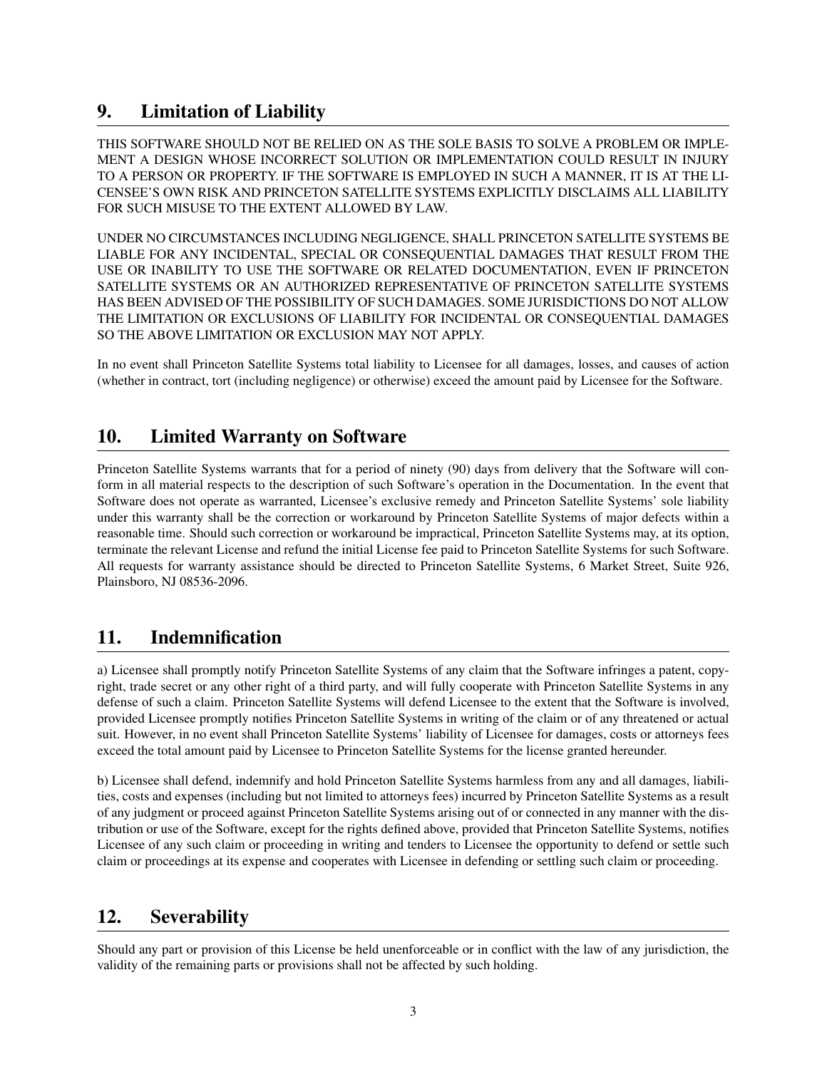## 9. Limitation of Liability

THIS SOFTWARE SHOULD NOT BE RELIED ON AS THE SOLE BASIS TO SOLVE A PROBLEM OR IMPLEMENT A DESIGN WHOSE INCORRECT SOLUTION OR IMPLEMENTATION COULD RESULT IN INJURY TO A PERSON OR PROPERTY. IF THE SOFTWARE IS EMPLOYED IN SUCH A MANNER, IT IS AT THE LICENSEE'S OWN RISK AND PRINCETON SATELLITE SYSTEMS EXPLICITLY DISCLAIMS ALL LIABILITY FOR SUCH MISUSE TO THE EXTENT ALLOWED BY LAW.

UNDER NO CIRCUMSTANCES INCLUDING NEGLIGENCE, SHALL PRINCETON SATELLITE SYSTEMS BE LIABLE FOR ANY INCIDENTAL, SPECIAL OR CONSEQUENTIAL DAMAGES THAT RESULT FROM THE USE OR INABILITY TO USE THE SOFTWARE OR RELATED DOCUMENTATION, EVEN IF PRINCETON SATELLITE SYSTEMS OR AN AUTHORIZED REPRESENTATIVE OF PRINCETON SATELLITE SYSTEMS HAS BEEN ADVISED OF THE POSSIBILITY OF SUCH DAMAGES. SOME JURISDICTIONS DO NOT ALLOW THE LIMITATION OR EXCLUSIONS OF LIABILITY FOR INCIDENTAL OR CONSEQUENTIAL DAMAGES SO THE ABOVE LIMITATION OR EXCLUSION MAY NOT APPLY.

In no event shall Princeton Satellite Systems total liability to Licensee for all damages, losses, and causes of action (whether in contract, tort (including negligence) or otherwise) exceed the amount paid by Licensee for the Software.

## 10. Limited Warranty on Software

Princeton Satellite Systems warrants that for a period of ninety (90) days from delivery that the Software will conform in all material respects to the description of such Software's operation in the Documentation. In the event that Software does not operate as warranted, Licensee's exclusive remedy and Princeton Satellite Systems' sole liability under this warranty shall be the correction or workaround by Princeton Satellite Systems of major defects within a reasonable time. Should such correction or workaround be impractical, Princeton Satellite Systems may, at its option, terminate the relevant License and refund the initial License fee paid to Princeton Satellite Systems for such Software. All requests for warranty assistance should be directed to Princeton Satellite Systems, 6 Market Street, Suite 926, Plainsboro, NJ 08536-2096.

## 11. Indemnification

a) Licensee shall promptly notify Princeton Satellite Systems of any claim that the Software infringes a patent, copyright, trade secret or any other right of a third party, and will fully cooperate with Princeton Satellite Systems in any defense of such a claim. Princeton Satellite Systems will defend Licensee to the extent that the Software is involved, provided Licensee promptly notifies Princeton Satellite Systems in writing of the claim or of any threatened or actual suit. However, in no event shall Princeton Satellite Systems' liability of Licensee for damages, costs or attorneys fees exceed the total amount paid by Licensee to Princeton Satellite Systems for the license granted hereunder.

b) Licensee shall defend, indemnify and hold Princeton Satellite Systems harmless from any and all damages, liabilities, costs and expenses (including but not limited to attorneys fees) incurred by Princeton Satellite Systems as a result of any judgment or proceed against Princeton Satellite Systems arising out of or connected in any manner with the distribution or use of the Software, except for the rights defined above, provided that Princeton Satellite Systems, notifies Licensee of any such claim or proceeding in writing and tenders to Licensee the opportunity to defend or settle such claim or proceedings at its expense and cooperates with Licensee in defending or settling such claim or proceeding.

## 12. Severability

Should any part or provision of this License be held unenforceable or in conflict with the law of any jurisdiction, the validity of the remaining parts or provisions shall not be affected by such holding.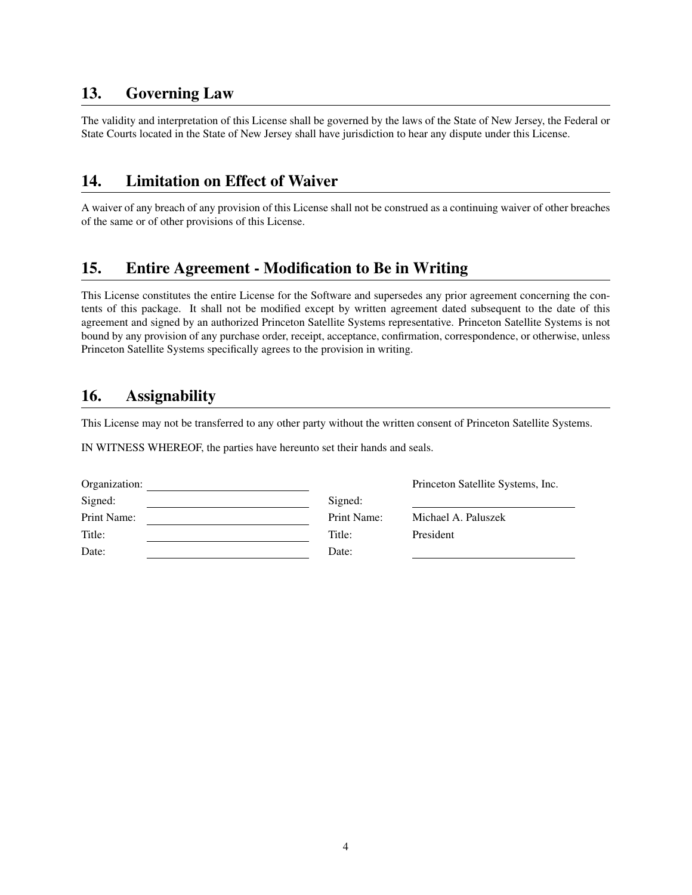## 13. Governing Law

The validity and interpretation of this License shall be governed by the laws of the State of New Jersey, the Federal or State Courts located in the State of New Jersey shall have jurisdiction to hear any dispute under this License.

## 14. Limitation on Effect of Waiver

A waiver of any breach of any provision of this License shall not be construed as a continuing waiver of other breaches of the same or of other provisions of this License.

## 15. Entire Agreement - Modification to Be in Writing

This License constitutes the entire License for the Software and supersedes any prior agreement concerning the contents of this package. It shall not be modified except by written agreement dated subsequent to the date of this agreement and signed by an authorized Princeton Satellite Systems representative. Princeton Satellite Systems is not bound by any provision of any purchase order, receipt, acceptance, confirmation, correspondence, or otherwise, unless Princeton Satellite Systems specifically agrees to the provision in writing.

## 16. Assignability

This License may not be transferred to any other party without the written consent of Princeton Satellite Systems.

IN WITNESS WHEREOF, the parties have hereunto set their hands and seals.

| | | | |
|---|---|---|---|
| Organization: | ____________________ | | Princeton Satellite Systems, Inc. |
| Signed: | ____________________ | Signed: | ____________________ |
| Print Name: | ____________________ | Print Name: | Michael A. Paluszek |
| Title: | ____________________ | Title: | President |
| Date: | ____________________ | Date: | ____________________ |